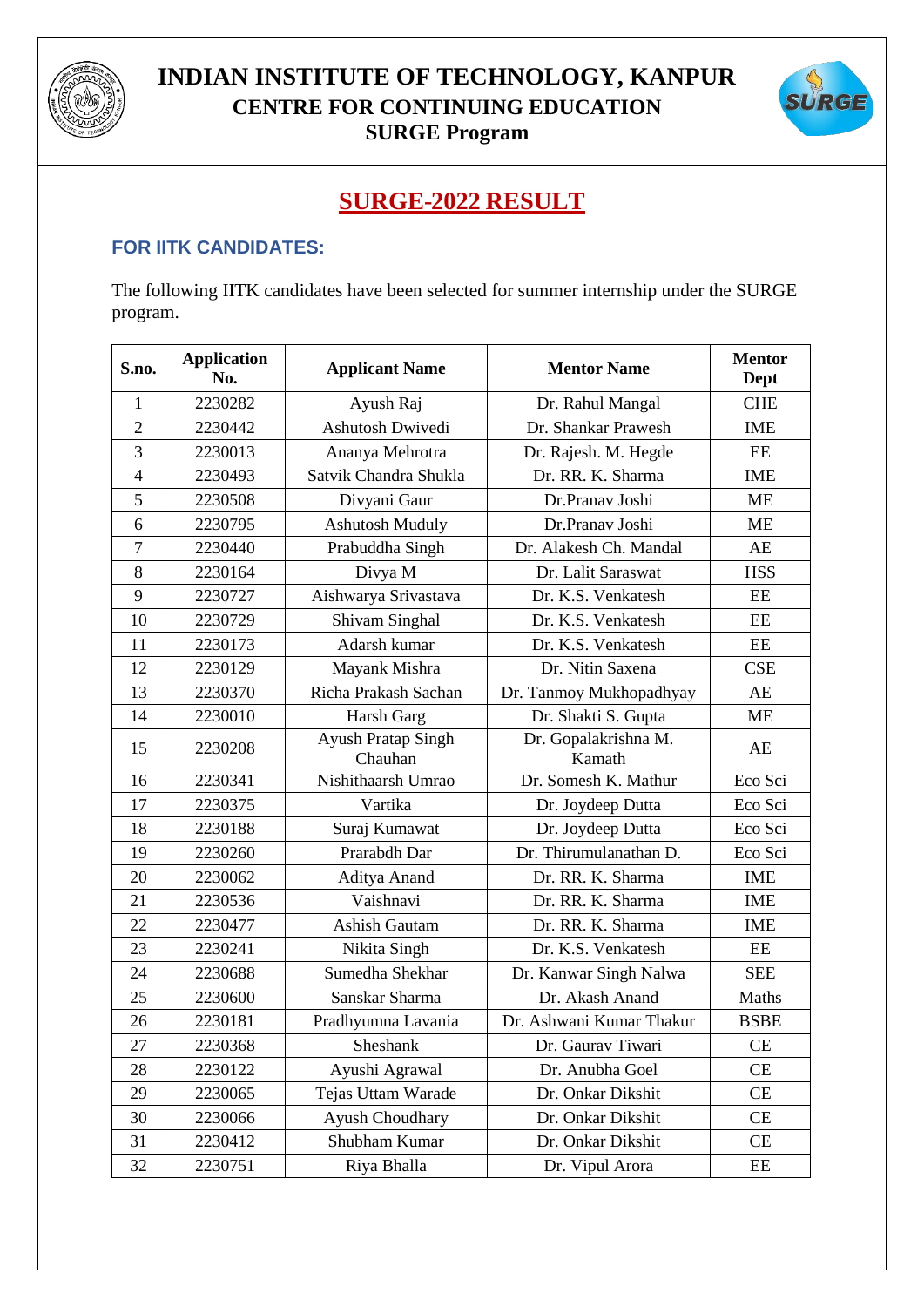# INDIAN INSTITUTE OF TECHNOLOGY, KANPUR

## CENTRE FOR CONTINUING EDUCATION

## SURGE Program

# SURGE-2022 RESULT

### FOR IITK CANDIDATES:

The following IITK candidates have been selected for summer internship under the SURGE program.

| S.no. | Application No. | Applicant Name | Mentor Name | Mentor Dept |
|---|---|---|---|---|
| 1 | 2230282 | Ayush Raj | Dr. Rahul Mangal | CHE |
| 2 | 2230442 | Ashutosh Dwivedi | Dr. Shankar Prawesh | IME |
| 3 | 2230013 | Ananya Mehrotra | Dr. Rajesh. M. Hegde | EE |
| 4 | 2230493 | Satvik Chandra Shukla | Dr. RR. K. Sharma | IME |
| 5 | 2230508 | Divyani Gaur | Dr.Pranav Joshi | ME |
| 6 | 2230795 | Ashutosh Muduly | Dr.Pranav Joshi | ME |
| 7 | 2230440 | Prabuddha Singh | Dr. Alakesh Ch. Mandal | AE |
| 8 | 2230164 | Divya M | Dr. Lalit Saraswat | HSS |
| 9 | 2230727 | Aishwarya Srivastava | Dr. K.S. Venkatesh | EE |
| 10 | 2230729 | Shivam Singhal | Dr. K.S. Venkatesh | EE |
| 11 | 2230173 | Adarsh kumar | Dr. K.S. Venkatesh | EE |
| 12 | 2230129 | Mayank Mishra | Dr. Nitin Saxena | CSE |
| 13 | 2230370 | Richa Prakash Sachan | Dr. Tanmoy Mukhopadhyay | AE |
| 14 | 2230010 | Harsh Garg | Dr. Shakti S. Gupta | ME |
| 15 | 2230208 | Ayush Pratap Singh Chauhan | Dr. Gopalakrishna M. Kamath | AE |
| 16 | 2230341 | Nishithaarsh Umrao | Dr. Somesh K. Mathur | Eco Sci |
| 17 | 2230375 | Vartika | Dr. Joydeep Dutta | Eco Sci |
| 18 | 2230188 | Suraj Kumawat | Dr. Joydeep Dutta | Eco Sci |
| 19 | 2230260 | Prarabdh Dar | Dr. Thirumulanathan D. | Eco Sci |
| 20 | 2230062 | Aditya Anand | Dr. RR. K. Sharma | IME |
| 21 | 2230536 | Vaishnavi | Dr. RR. K. Sharma | IME |
| 22 | 2230477 | Ashish Gautam | Dr. RR. K. Sharma | IME |
| 23 | 2230241 | Nikita Singh | Dr. K.S. Venkatesh | EE |
| 24 | 2230688 | Sumedha Shekhar | Dr. Kanwar Singh Nalwa | SEE |
| 25 | 2230600 | Sanskar Sharma | Dr. Akash Anand | Maths |
| 26 | 2230181 | Pradhyumna Lavania | Dr. Ashwani Kumar Thakur | BSBE |
| 27 | 2230368 | Sheshank | Dr. Gaurav Tiwari | CE |
| 28 | 2230122 | Ayushi Agrawal | Dr. Anubha Goel | CE |
| 29 | 2230065 | Tejas Uttam Warade | Dr. Onkar Dikshit | CE |
| 30 | 2230066 | Ayush Choudhary | Dr. Onkar Dikshit | CE |
| 31 | 2230412 | Shubham Kumar | Dr. Onkar Dikshit | CE |
| 32 | 2230751 | Riya Bhalla | Dr. Vipul Arora | EE |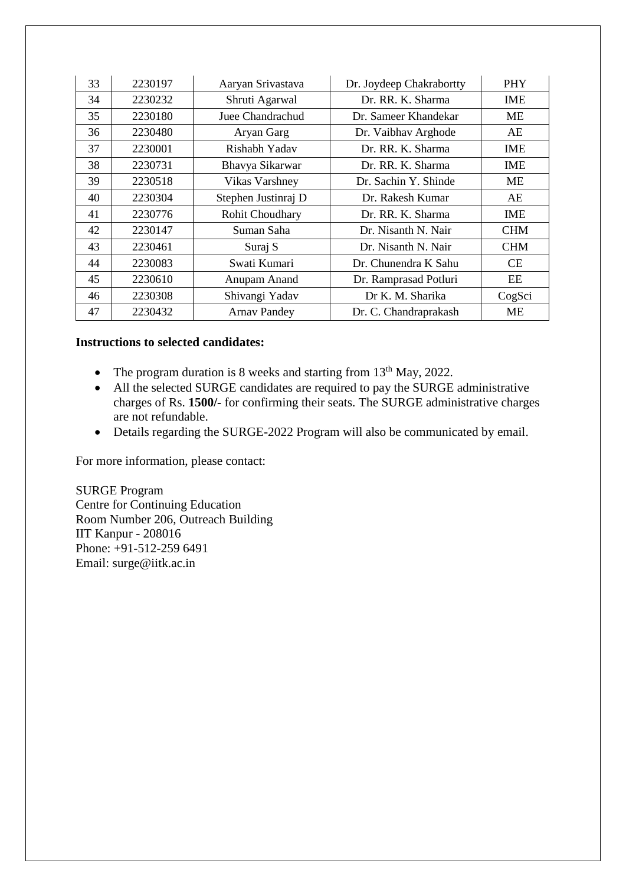| | | | | |
|---|---|---|---|---|
| 33 | 2230197 | Aaryan Srivastava | Dr. Joydeep Chakrabortty | PHY |
| 34 | 2230232 | Shruti Agarwal | Dr. RR. K. Sharma | IME |
| 35 | 2230180 | Juee Chandrachud | Dr. Sameer Khandekar | ME |
| 36 | 2230480 | Aryan Garg | Dr. Vaibhav Arghode | AE |
| 37 | 2230001 | Rishabh Yadav | Dr. RR. K. Sharma | IME |
| 38 | 2230731 | Bhavya Sikarwar | Dr. RR. K. Sharma | IME |
| 39 | 2230518 | Vikas Varshney | Dr. Sachin Y. Shinde | ME |
| 40 | 2230304 | Stephen Justinraj D | Dr. Rakesh Kumar | AE |
| 41 | 2230776 | Rohit Choudhary | Dr. RR. K. Sharma | IME |
| 42 | 2230147 | Suman Saha | Dr. Nisanth N. Nair | CHM |
| 43 | 2230461 | Suraj S | Dr. Nisanth N. Nair | CHM |
| 44 | 2230083 | Swati Kumari | Dr. Chunendra K Sahu | CE |
| 45 | 2230610 | Anupam Anand | Dr. Ramprasad Potluri | EE |
| 46 | 2230308 | Shivangi Yadav | Dr K. M. Sharika | CogSci |
| 47 | 2230432 | Arnav Pandey | Dr. C. Chandraprakash | ME |

**Instructions to selected candidates:**

- The program duration is 8 weeks and starting from 13th May, 2022.
- All the selected SURGE candidates are required to pay the SURGE administrative charges of Rs. **1500/-** for confirming their seats. The SURGE administrative charges are not refundable.
- Details regarding the SURGE-2022 Program will also be communicated by email.

For more information, please contact:

SURGE Program
Centre for Continuing Education
Room Number 206, Outreach Building
IIT Kanpur - 208016
Phone: +91-512-259 6491
Email: surge@iitk.ac.in